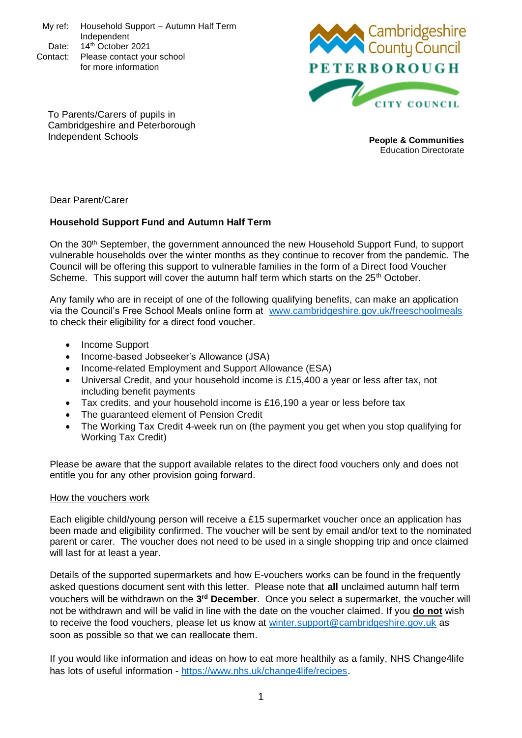My ref: Household Support – Autumn Half Term Independent
Date: 14th October 2021
Contact: Please contact your school for more information

Cambridgeshire County Council

PETERBOROUGH CITY COUNCIL

To Parents/Carers of pupils in Cambridgeshire and Peterborough Independent Schools

**People & Communities**
Education Directorate

Dear Parent/Carer

**Household Support Fund and Autumn Half Term**

On the 30th September, the government announced the new Household Support Fund, to support vulnerable households over the winter months as they continue to recover from the pandemic. The Council will be offering this support to vulnerable families in the form of a Direct food Voucher Scheme. This support will cover the autumn half term which starts on the 25th October.

Any family who are in receipt of one of the following qualifying benefits, can make an application via the Council's Free School Meals online form at [www.cambridgeshire.gov.uk/freeschoolmeals](http://www.cambridgeshire.gov.uk/freeschoolmeals) to check their eligibility for a direct food voucher.

- Income Support
- Income-based Jobseeker's Allowance (JSA)
- Income-related Employment and Support Allowance (ESA)
- Universal Credit, and your household income is £15,400 a year or less after tax, not including benefit payments
- Tax credits, and your household income is £16,190 a year or less before tax
- The guaranteed element of Pension Credit
- The Working Tax Credit 4-week run on (the payment you get when you stop qualifying for Working Tax Credit)

Please be aware that the support available relates to the direct food vouchers only and does not entitle you for any other provision going forward.

How the vouchers work

Each eligible child/young person will receive a £15 supermarket voucher once an application has been made and eligibility confirmed. The voucher will be sent by email and/or text to the nominated parent or carer. The voucher does not need to be used in a single shopping trip and once claimed will last for at least a year.

Details of the supported supermarkets and how E-vouchers works can be found in the frequently asked questions document sent with this letter. Please note that **all** unclaimed autumn half term vouchers will be withdrawn on the **3rd December**. Once you select a supermarket, the voucher will not be withdrawn and will be valid in line with the date on the voucher claimed. If you **do not** wish to receive the food vouchers, please let us know at [winter.support@cambridgeshire.gov.uk](mailto:winter.support@cambridgeshire.gov.uk) as soon as possible so that we can reallocate them.

If you would like information and ideas on how to eat more healthily as a family, NHS Change4life has lots of useful information - [https://www.nhs.uk/change4life/recipes](https://www.nhs.uk/change4life/recipes).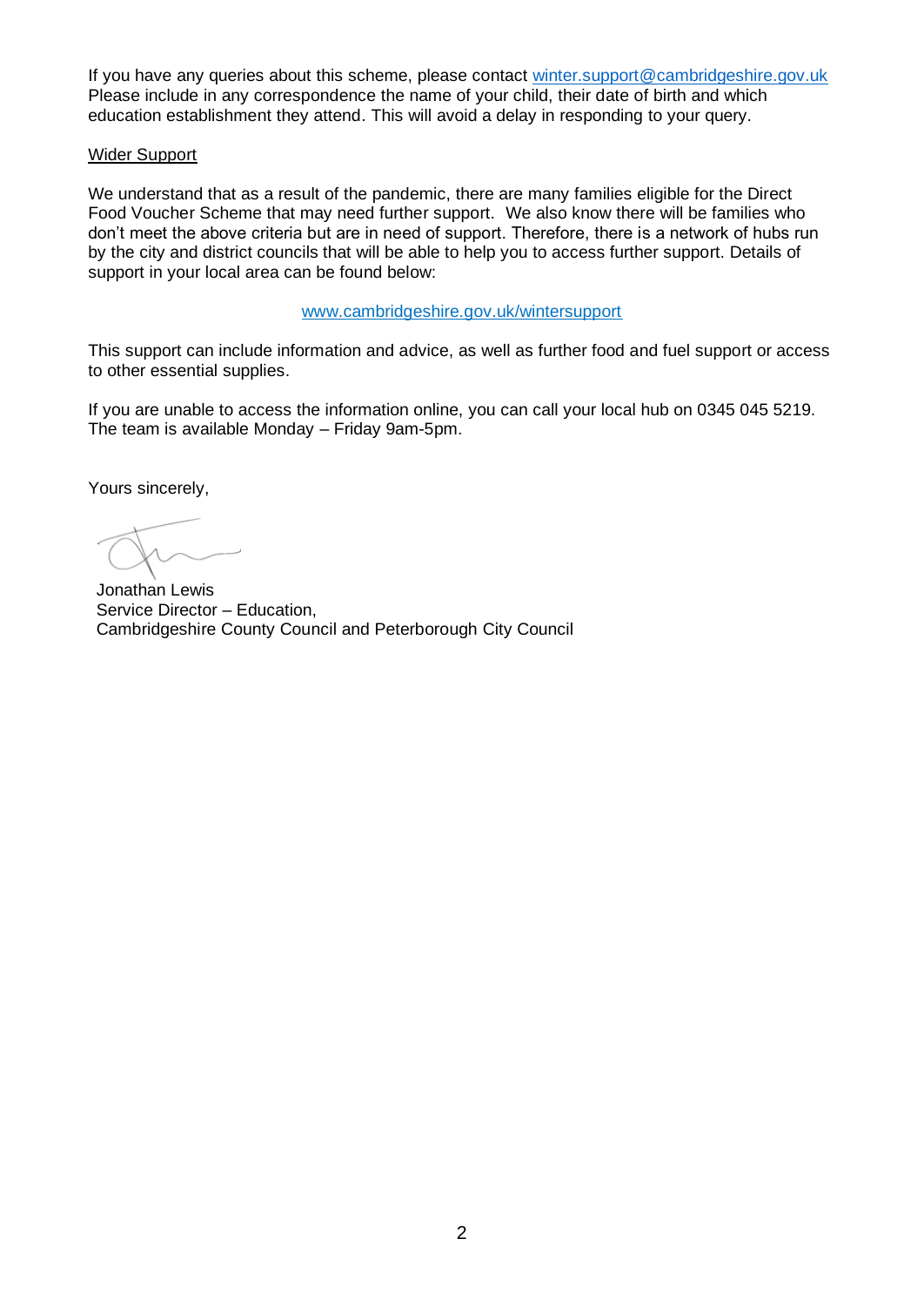If you have any queries about this scheme, please contact winter.support@cambridgeshire.gov.uk Please include in any correspondence the name of your child, their date of birth and which education establishment they attend. This will avoid a delay in responding to your query.

Wider Support

We understand that as a result of the pandemic, there are many families eligible for the Direct Food Voucher Scheme that may need further support. We also know there will be families who don't meet the above criteria but are in need of support. Therefore, there is a network of hubs run by the city and district councils that will be able to help you to access further support. Details of support in your local area can be found below:

www.cambridgeshire.gov.uk/wintersupport

This support can include information and advice, as well as further food and fuel support or access to other essential supplies.

If you are unable to access the information online, you can call your local hub on 0345 045 5219. The team is available Monday – Friday 9am-5pm.

Yours sincerely,

Jonathan Lewis
Service Director – Education,
Cambridgeshire County Council and Peterborough City Council